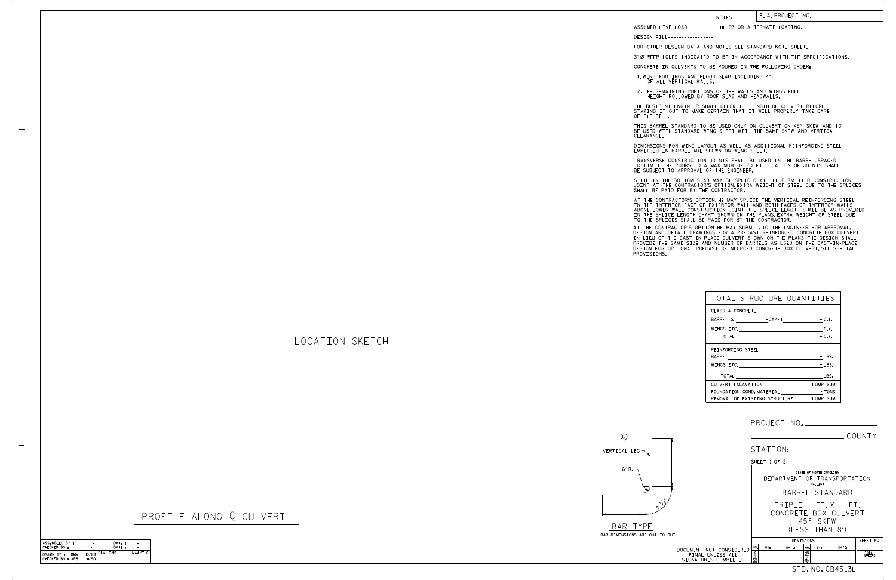## NOTES

F. A. PROJECT NO.

ASSUMED LIVE LOAD ---------- HL-93 OR ALTERNATE LOADING.

DESIGN FILL-----------------

FOR OTHER DESIGN DATA AND NOTES SEE STANDARD NOTE SHEET.

3" Ø WEEP HOLES INDICATED TO BE IN ACCORDANCE WITH THE SPECIFICATIONS.

CONCRETE IN CULVERTS TO BE POURED IN THE FOLLOWING ORDER:

1. WING FOOTINGS AND FLOOR SLAB INCLUDING 4" OF ALL VERTICAL WALLS.
2. THE REMAINING PORTIONS OF THE WALLS AND WINGS FULL HEIGHT FOLLOWED BY ROOF SLAB AND HEADWALLS.

THE RESIDENT ENGINEER SHALL CHECK THE LENGTH OF CULVERT BEFORE STAKING IT OUT TO MAKE CERTAIN THAT IT WILL PROPERLY TAKE CARE OF THE FILL.

THIS BARREL STANDARD TO BE USED ONLY ON CULVERT ON 45° SKEW AND TO BE USED WITH STANDARD WING SHEET WITH THE SAME SKEW AND VERTICAL CLEARANCE.

DIMENSIONS FOR WING LAYOUT AS WELL AS ADDITIONAL REINFORCING STEEL EMBEDDED IN BARREL ARE SHOWN ON WING SHEET.

TRANSVERSE CONSTRUCTION JOINTS SHALL BE USED IN THE BARREL, SPACED TO LIMIT THE POURS TO A MAXIMUM OF 70 FT. LOCATION OF JOINTS SHALL BE SUBJECT TO APPROVAL OF THE ENGINEER.

STEEL IN THE BOTTOM SLAB MAY BE SPLICED AT THE PERMITTED CONSTRUCTION JOINT AT THE CONTRACTOR'S OPTION. EXTRA WEIGHT OF STEEL DUE TO THE SPLICES SHALL BE PAID FOR BY THE CONTRACTOR.

AT THE CONTRACTOR'S OPTION, HE MAY SPLICE THE VERTICAL REINFORCING STEEL IN THE INTERIOR FACE OF EXTERIOR WALL AND BOTH FACES OF INTERIOR WALLS ABOVE LOWER WALL CONSTRUCTION JOINT. THE SPLICE LENGTH SHALL BE AS PROVIDED IN THE SPLICE LENGTH CHART SHOWN ON THE PLANS. EXTRA WEIGHT OF STEEL DUE TO THE SPLICES SHALL BE PAID FOR BY THE CONTRACTOR.

AT THE CONTRACTOR'S OPTION HE MAY SUBMIT, TO THE ENGINEER FOR APPROVAL, DESIGN AND DETAIL DRAWINGS FOR A PRECAST REINFORCED CONCRETE BOX CULVERT IN LIEU OF THE CAST-IN-PLACE CULVERT SHOWN ON THE PLANS. THE DESIGN SHALL PROVIDE THE SAME SIZE AND NUMBER OF BARRELS AS USED ON THE CAST-IN-PLACE DESIGN. FOR OPTIONAL PRECAST REINFORCED CONCRETE BOX CULVERT, SEE SPECIAL PROVISIONS.

## LOCATION SKETCH

## TOTAL STRUCTURE QUANTITIES

| CLASS A CONCRETE | |
|---|---|
| BARREL @ ______ - CY/FT ______ | - C.Y. |
| WINGS ETC. | - C.Y. |
| TOTAL | - C.Y. |
| **REINFORCING STEEL** | |
| BARREL | - LBS. |
| WINGS ETC. | - LBS. |
| TOTAL | - LBS. |
| CULVERT EXCAVATION | LUMP SUM |
| FOUNDATION COND. MATERIAL | - TONS |
| REMOVAL OF EXISTING STRUCTURE | LUMP SUM |

⑥ VERTICAL LEG — 6" R. — 9 1/2"

BAR TYPE

BAR DIMENSIONS ARE OUT TO OUT

## PROFILE ALONG ℄ CULVERT

PROJECT NO. ______ - ______

______ - ______ COUNTY

STATION: ______ - ______

SHEET 1 OF 2

STATE OF NORTH CAROLINA
DEPARTMENT OF TRANSPORTATION
RALEIGH

BARREL STANDARD

TRIPLE FT. X FT.
CONCRETE BOX CULVERT
45° SKEW
(LESS THAN 8')

| ASSEMBLED BY : | - | DATE : | - |
|---|---|---|---|
| CHECKED BY : | - | DATE : | - |
| DRAWN BY : BMM | 10/89 | REV. 6/19 | MAA/THC |
| CHECKED BY : ARB | 11/90 | | |

DOCUMENT NOT CONSIDERED FINAL UNLESS ALL SIGNATURES COMPLETED

| REVISIONS | | | | | | SHEET NO. |
|---|---|---|---|---|---|---|
| NO. | BY: | DATE: | NO. | BY: | DATE: | |
| 1 | | | 3 | | | TOTAL SHEETS |
| 2 | | | 4 | | | |

STD. NO. CB45_3L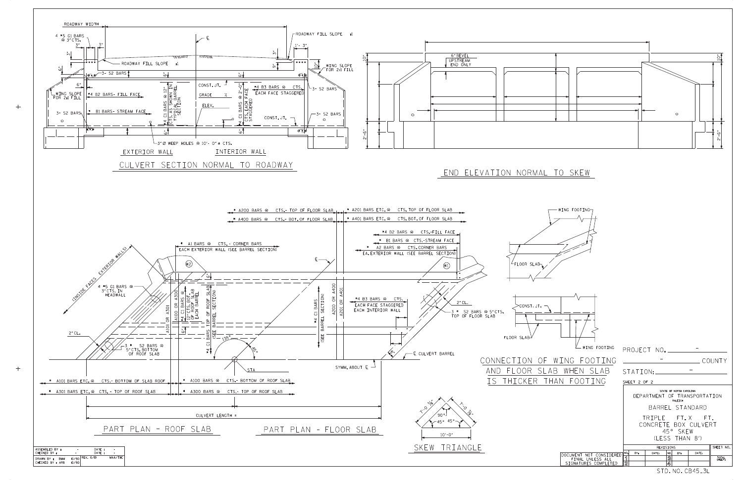## CULVERT SECTION NORMAL TO ROADWAY

ROADWAY WIDTH

4 #5 G1 BARS @ 3"CTS.

3" 3" 3" 1'- 3"

ROADWAY FILL SLOPE :1

ROADWAY FILL SLOPE :1

9" 10" 6" 3"

WING SLOPE FOR 2:1 FILL

3- S2 BARS

6"

WING SLOPE FOR 2:1 FILL

#4 B2 BARS- FILL FACE

B1 BARS- STREAM FACE

3- S2 BARS

#4 C1 BARS @ 12" CTS. AS SHOWN IN TYPICAL BARREL SECTION

CONST. JT.

GRADE %

ELEV.

#4 C1 BARS @ 2'-0" CTS. EACH FACE STAGGERED

#4 B3 BARS @ CTS. EACH FACE STAGGERED

CONST. JT.

3- S2 BARS

3- S2 BARS

6" 6"

3" Ø WEEP HOLES @ 10'- 0" ± CTS.

EXTERIOR WALL    INTERIOR WALL

## END ELEVATION NORMAL TO SKEW

6" BEVEL UPSTREAM END ONLY

10" 10"

2'-6" 2'-6"

## PART PLAN - ROOF SLAB    PART PLAN - FLOOR SLAB

* A200 BARS @ CTS.- TOP OF FLOOR SLAB

* A201 BARS ETC. @ CTS. TOP OF FLOOR SLAB

* A400 BARS @ CTS.- BOT. OF FLOOR SLAB

* A401 BARS ETC. @ CTS. BOT. OF FLOOR SLAB

#4 B2 BARS @ CTS.-FILL FACE

B1 BARS @ CTS.-STREAM FACE

A2 BARS @ CTS. CORNER BARS EA. EXTERIOR WALL (SEE BARREL SECTION)

A1 BARS @ CTS.- CORNER BARS EACH EXTERIOR WALL (SEE BARREL SECTION)

(INSIDE FACES EXTERIOR WALLS)

W2    W1

4 #5 G1 BARS @ 3"CTS. IN HEADWALL

A101 OR A301

A100 OR A300

#4 C1 BARS @ 12" CTS. BOT. OF ROOF SLAB EACH BARREL

#4 C1 BARS TOP OF ROOF SLAB (SEE BARREL SECTION)

#4 C1 BARS (SEE BARREL SECTION)

A200 OR A400

A201 OR A401

#4 B3 BARS @ CTS. EACH FACE STAGGERED EACH INTERIOR WALL

2" CL.

3 # S2 BARS @ 5" CTS. TOP OF FLOOR SLAB

2" CL.

3 # S2 BARS @ 5" CTS. BOTTOM OF ROOF SLAB

6"

135°

45°

STA

SYMM. ABOUT ℄

℄ CULVERT BARREL

* A101 BARS ETC. @ CTS.- BOTTOM OF SLAB ROOF

* A100 BARS @ CTS.- BOTTOM OF ROOF SLAB

* A301 BARS ETC. @ CTS.- TOP OF ROOF SLAB

* A300 BARS @ CTS.- TOP OF ROOF SLAB

CULVERT LENGTH =

## CONNECTION OF WING FOOTING AND FLOOR SLAB WHEN SLAB IS THICKER THAN FOOTING

WING FOOTING

FLOOR SLAB

CONST. JT.

FLOOR SLAB

WING FOOTING

## SKEW TRIANGLE

7'-0 1/8"    7'-0 1/8"

90°

45° 45°

10'-0"

PROJECT NO. -

- COUNTY

STATION: -

SHEET 2 OF 2

STATE OF NORTH CAROLINA
DEPARTMENT OF TRANSPORTATION
RALEIGH

BARREL STANDARD

TRIPLE FT. X FT.
CONCRETE BOX CULVERT
45° SKEW
(LESS THAN 8')

| REVISIONS | | | | | | | SHEET NO. |
|---|---|---|---|---|---|---|---|
| NO. | BY: | DATE: | NO. | BY: | DATE: | | |
| 1 | | | 3 | | | | TOTAL SHEETS |
| 2 | | | 4 | | | | |

DOCUMENT NOT CONSIDERED FINAL UNLESS ALL SIGNATURES COMPLETED

| | | | |
|---|---|---|---|
| ASSEMBLED BY : | - | DATE : | - |
| CHECKED BY : | - | DATE : | - |
| DRAWN BY : BMM 10/90 | REV. 6/19 | MAA/THC | |
| CHECKED BY : ARB 10/90 | | | |

STD. NO. CB45_3L